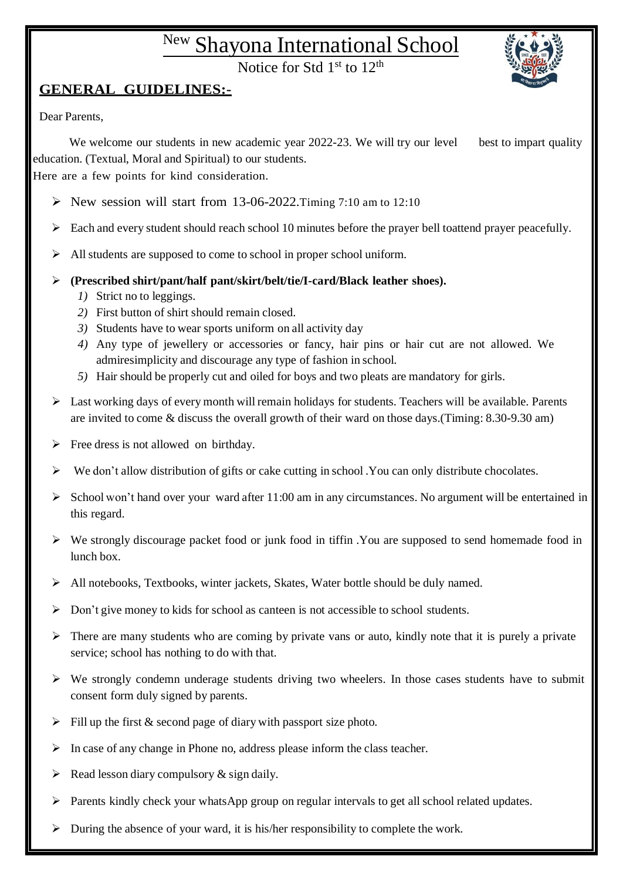# New Shayona International School

Notice for Std 1st to 12th

## GENERAL GUIDELINES:-

Dear Parents,

We welcome our students in new academic year 2022-23. We will try our level best to impart quality education. (Textual, Moral and Spiritual) to our students.

Here are a few points for kind consideration.

- New session will start from 13-06-2022.Timing 7:10 am to 12:10
- Each and every student should reach school 10 minutes before the prayer bell toattend prayer peacefully.
- All students are supposed to come to school in proper school uniform.
- **(Prescribed shirt/pant/half pant/skirt/belt/tie/I-card/Black leather shoes).**
  1) Strict no to leggings.
  2) First button of shirt should remain closed.
  3) Students have to wear sports uniform on all activity day
  4) Any type of jewellery or accessories or fancy, hair pins or hair cut are not allowed. We admiresimplicity and discourage any type of fashion in school.
  5) Hair should be properly cut and oiled for boys and two pleats are mandatory for girls.
- Last working days of every month will remain holidays for students. Teachers will be available. Parents are invited to come & discuss the overall growth of their ward on those days.(Timing: 8.30-9.30 am)
- Free dress is not allowed on birthday.
- We don't allow distribution of gifts or cake cutting in school .You can only distribute chocolates.
- School won't hand over your ward after 11:00 am in any circumstances. No argument will be entertained in this regard.
- We strongly discourage packet food or junk food in tiffin .You are supposed to send homemade food in lunch box.
- All notebooks, Textbooks, winter jackets, Skates, Water bottle should be duly named.
- Don't give money to kids for school as canteen is not accessible to school students.
- There are many students who are coming by private vans or auto, kindly note that it is purely a private service; school has nothing to do with that.
- We strongly condemn underage students driving two wheelers. In those cases students have to submit consent form duly signed by parents.
- Fill up the first & second page of diary with passport size photo.
- In case of any change in Phone no, address please inform the class teacher.
- Read lesson diary compulsory & sign daily.
- Parents kindly check your whatsApp group on regular intervals to get all school related updates.
- During the absence of your ward, it is his/her responsibility to complete the work.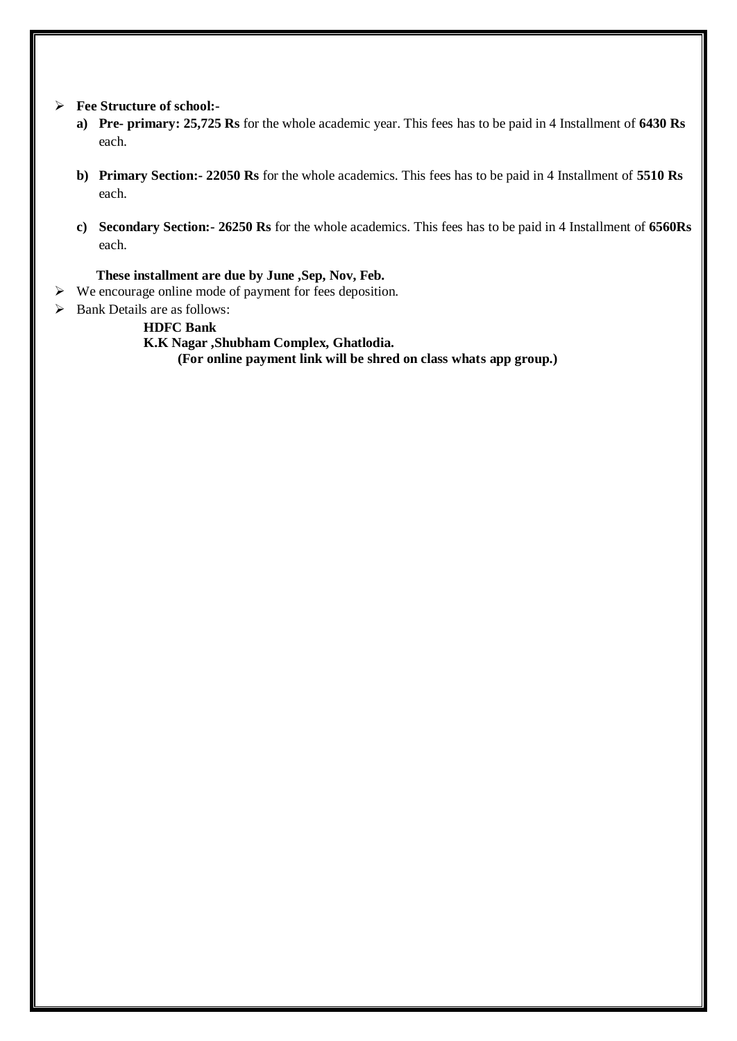- **Fee Structure of school:-**
  - **a) Pre- primary: 25,725 Rs** for the whole academic year. This fees has to be paid in 4 Installment of **6430 Rs** each.
  - **b) Primary Section:- 22050 Rs** for the whole academics. This fees has to be paid in 4 Installment of **5510 Rs** each.
  - **c) Secondary Section:- 26250 Rs** for the whole academics. This fees has to be paid in 4 Installment of **6560Rs** each.

  **These installment are due by June ,Sep, Nov, Feb.**
- We encourage online mode of payment for fees deposition.
- Bank Details are as follows:

  **HDFC Bank**
  **K.K Nagar ,Shubham Complex, Ghatlodia.**
  **(For online payment link will be shred on class whats app group.)**